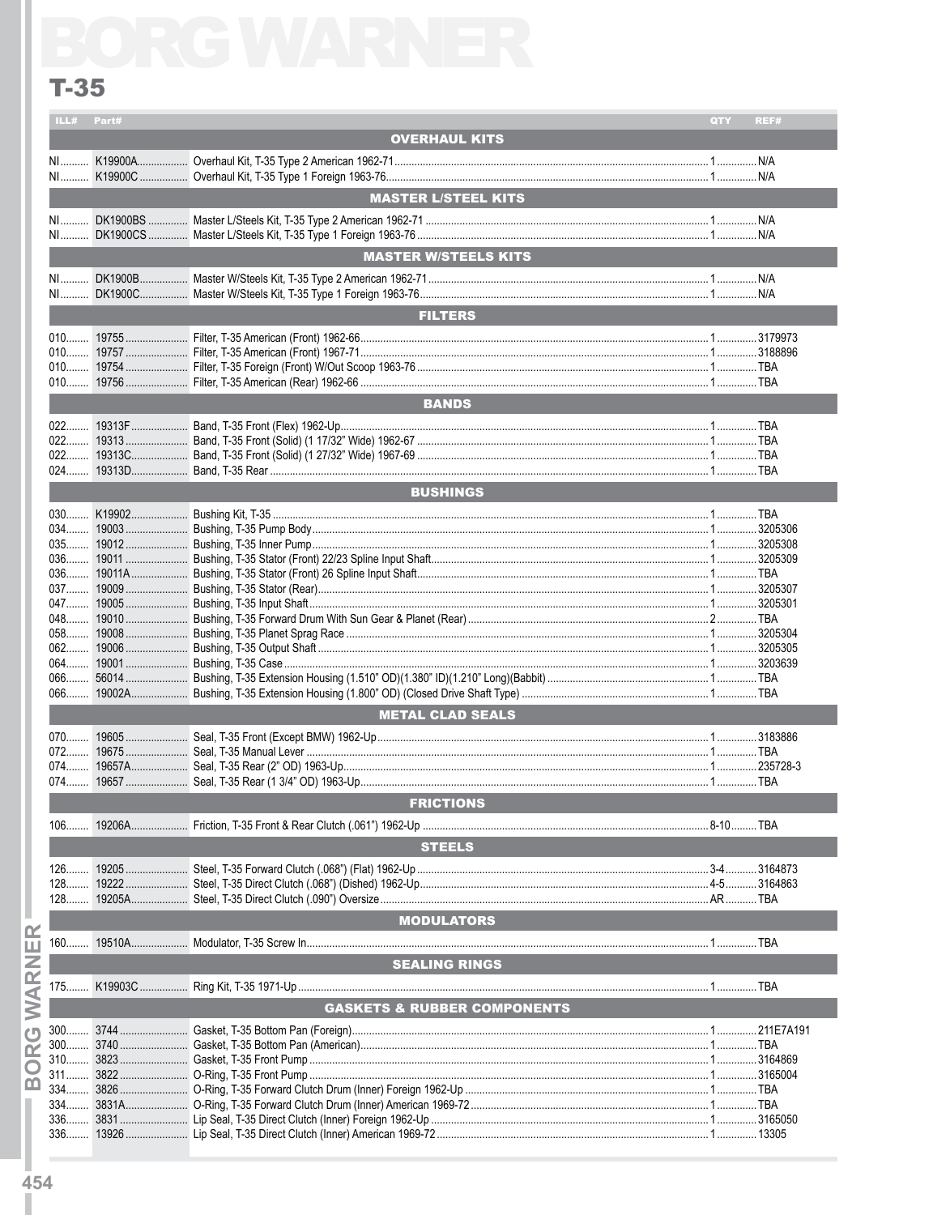# T-35

| ILL# | Part# | Description | QTY | REF# |
|---|---|---|---|---|
| | | **OVERHAUL KITS** | | |
| NI | K19900A | Overhaul Kit, T-35 Type 2 American 1962-71 | 1 | N/A |
| NI | K19900C | Overhaul Kit, T-35 Type 1 Foreign 1963-76 | 1 | N/A |
| | | **MASTER L/STEEL KITS** | | |
| NI | DK1900BS | Master L/Steels Kit, T-35 Type 2 American 1962-71 | 1 | N/A |
| NI | DK1900CS | Master L/Steels Kit, T-35 Type 1 Foreign 1963-76 | 1 | N/A |
| | | **MASTER W/STEELS KITS** | | |
| NI | DK1900B | Master W/Steels Kit, T-35 Type 2 American 1962-71 | 1 | N/A |
| NI | DK1900C | Master W/Steels Kit, T-35 Type 1 Foreign 1963-76 | 1 | N/A |
| | | **FILTERS** | | |
| 010 | 19755 | Filter, T-35 American (Front) 1962-66 | 1 | 3179973 |
| 010 | 19757 | Filter, T-35 American (Front) 1967-71 | 1 | 3188896 |
| 010 | 19754 | Filter, T-35 Foreign (Front) W/Out Scoop 1963-76 | 1 | TBA |
| 010 | 19756 | Filter, T-35 American (Rear) 1962-66 | 1 | TBA |
| | | **BANDS** | | |
| 022 | 19313F | Band, T-35 Front (Flex) 1962-Up | 1 | TBA |
| 022 | 19313 | Band, T-35 Front (Solid) (1 17/32" Wide) 1962-67 | 1 | TBA |
| 022 | 19313C | Band, T-35 Front (Solid) (1 27/32" Wide) 1967-69 | 1 | TBA |
| 024 | 19313D | Band, T-35 Rear | 1 | TBA |
| | | **BUSHINGS** | | |
| 030 | K19902 | Bushing Kit, T-35 | 1 | TBA |
| 034 | 19003 | Bushing, T-35 Pump Body | 1 | 3205306 |
| 035 | 19012 | Bushing, T-35 Inner Pump | 1 | 3205308 |
| 036 | 19011 | Bushing, T-35 Stator (Front) 22/23 Spline Input Shaft | 1 | 3205309 |
| 036 | 19011A | Bushing, T-35 Stator (Front) 26 Spline Input Shaft | 1 | TBA |
| 037 | 19009 | Bushing, T-35 Stator (Rear) | 1 | 3205307 |
| 047 | 19005 | Bushing, T-35 Input Shaft | 1 | 3205301 |
| 048 | 19010 | Bushing, T-35 Forward Drum With Sun Gear & Planet (Rear) | 2 | TBA |
| 058 | 19008 | Bushing, T-35 Planet Sprag Race | 1 | 3205304 |
| 062 | 19006 | Bushing, T-35 Output Shaft | 1 | 3205305 |
| 064 | 19001 | Bushing, T-35 Case | 1 | 3203639 |
| 066 | 56014 | Bushing, T-35 Extension Housing (1.510" OD)(1.380" ID)(1.210" Long)(Babbit) | 1 | TBA |
| 066 | 19002A | Bushing, T-35 Extension Housing (1.800" OD) (Closed Drive Shaft Type) | 1 | TBA |
| | | **METAL CLAD SEALS** | | |
| 070 | 19605 | Seal, T-35 Front (Except BMW) 1962-Up | 1 | 3183886 |
| 072 | 19675 | Seal, T-35 Manual Lever | 1 | TBA |
| 074 | 19657A | Seal, T-35 Rear (2" OD) 1963-Up | 1 | 235728-3 |
| 074 | 19657 | Seal, T-35 Rear (1 3/4" OD) 1963-Up | 1 | TBA |
| | | **FRICTIONS** | | |
| 106 | 19206A | Friction, T-35 Front & Rear Clutch (.061") 1962-Up | 8-10 | TBA |
| | | **STEELS** | | |
| 126 | 19205 | Steel, T-35 Forward Clutch (.068") (Flat) 1962-Up | 3-4 | 3164873 |
| 128 | 19222 | Steel, T-35 Direct Clutch (.068") (Dished) 1962-Up | 4-5 | 3164863 |
| 128 | 19205A | Steel, T-35 Direct Clutch (.090") Oversize | AR | TBA |
| | | **MODULATORS** | | |
| 160 | 19510A | Modulator, T-35 Screw In | 1 | TBA |
| | | **SEALING RINGS** | | |
| 175 | K19903C | Ring Kit, T-35 1971-Up | 1 | TBA |
| | | **GASKETS & RUBBER COMPONENTS** | | |
| 300 | 3744 | Gasket, T-35 Bottom Pan (Foreign) | 1 | 211E7A191 |
| 300 | 3740 | Gasket, T-35 Bottom Pan (American) | 1 | TBA |
| 310 | 3823 | Gasket, T-35 Front Pump | 1 | 3164869 |
| 311 | 3822 | O-Ring, T-35 Front Pump | 1 | 3165004 |
| 334 | 3826 | O-Ring, T-35 Forward Clutch Drum (Inner) Foreign 1962-Up | 1 | TBA |
| 334 | 3831A | O-Ring, T-35 Forward Clutch Drum (Inner) American 1969-72 | 1 | TBA |
| 336 | 3831 | Lip Seal, T-35 Direct Clutch (Inner) Foreign 1962-Up | 1 | 3165050 |
| 336 | 13926 | Lip Seal, T-35 Direct Clutch (Inner) American 1969-72 | 1 | 13305 |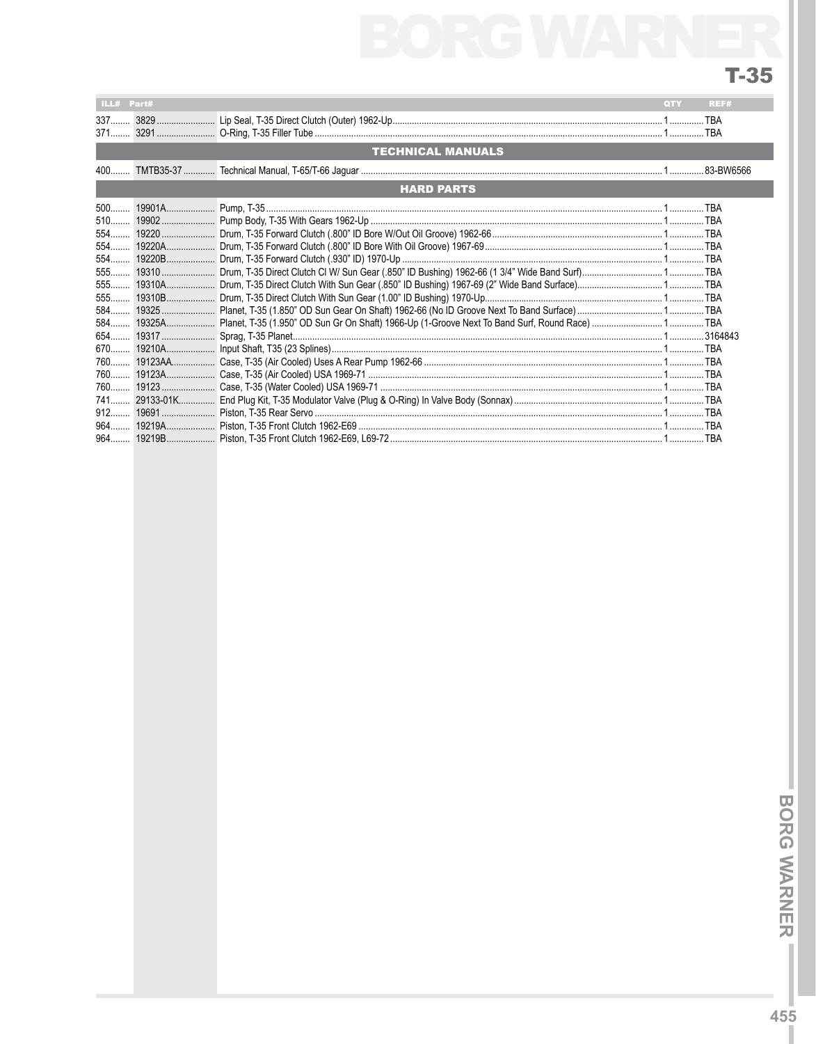# T-35

| ILL# | Part# | | QTY | REF# |
|---|---|---|---|---|
| 337 | 3829 | Lip Seal, T-35 Direct Clutch (Outer) 1962-Up | 1 | TBA |
| 371 | 3291 | O-Ring, T-35 Filler Tube | 1 | TBA |

## TECHNICAL MANUALS

| ILL# | Part# | | QTY | REF# |
|---|---|---|---|---|
| 400 | TMTB35-37 | Technical Manual, T-65/T-66 Jaguar | 1 | 83-BW6566 |

## HARD PARTS

| ILL# | Part# | | QTY | REF# |
|---|---|---|---|---|
| 500 | 19901A | Pump, T-35 | 1 | TBA |
| 510 | 19902 | Pump Body, T-35 With Gears 1962-Up | 1 | TBA |
| 554 | 19220 | Drum, T-35 Forward Clutch (.800" ID Bore W/Out Oil Groove) 1962-66 | 1 | TBA |
| 554 | 19220A | Drum, T-35 Forward Clutch (.800" ID Bore With Oil Groove) 1967-69 | 1 | TBA |
| 554 | 19220B | Drum, T-35 Forward Clutch (.930" ID) 1970-Up | 1 | TBA |
| 555 | 19310 | Drum, T-35 Direct Clutch Cl W/ Sun Gear (.850" ID Bushing) 1962-66 (1 3/4" Wide Band Surf) | 1 | TBA |
| 555 | 19310A | Drum, T-35 Direct Clutch With Sun Gear (.850" ID Bushing) 1967-69 (2" Wide Band Surface) | 1 | TBA |
| 555 | 19310B | Drum, T-35 Direct Clutch With Sun Gear (1.00" ID Bushing) 1970-Up | 1 | TBA |
| 584 | 19325 | Planet, T-35 (1.850" OD Sun Gear On Shaft) 1962-66 (No ID Groove Next To Band Surface) | 1 | TBA |
| 584 | 19325A | Planet, T-35 (1.950" OD Sun Gr On Shaft) 1966-Up (1-Groove Next To Band Surf, Round Race) | 1 | TBA |
| 654 | 19317 | Sprag, T-35 Planet | 1 | 3164843 |
| 670 | 19210A | Input Shaft, T35 (23 Splines) | 1 | TBA |
| 760 | 19123AA | Case, T-35 (Air Cooled) Uses A Rear Pump 1962-66 | 1 | TBA |
| 760 | 19123A | Case, T-35 (Air Cooled) USA 1969-71 | 1 | TBA |
| 760 | 19123 | Case, T-35 (Water Cooled) USA 1969-71 | 1 | TBA |
| 741 | 29133-01K | End Plug Kit, T-35 Modulator Valve (Plug & O-Ring) In Valve Body (Sonnax) | 1 | TBA |
| 912 | 19691 | Piston, T-35 Rear Servo | 1 | TBA |
| 964 | 19219A | Piston, T-35 Front Clutch 1962-E69 | 1 | TBA |
| 964 | 19219B | Piston, T-35 Front Clutch 1962-E69, L69-72 | 1 | TBA |